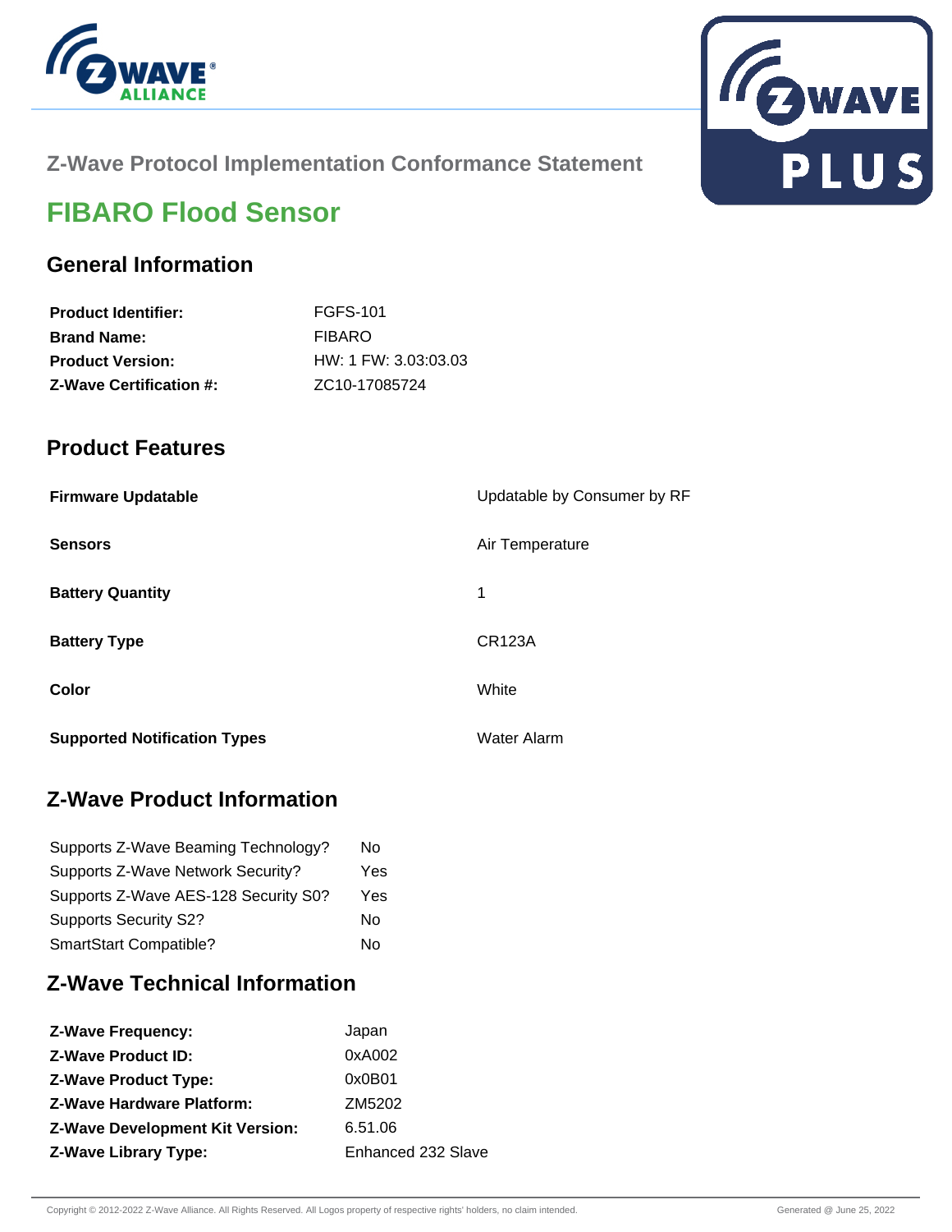## Z-Wave Protocol Implementation Conformance Statement

# FIBARO Flood Sensor

## General Information

| | |
|---|---|
| **Product Identifier:** | FGFS-101 |
| **Brand Name:** | FIBARO |
| **Product Version:** | HW: 1 FW: 3.03:03.03 |
| **Z-Wave Certification #:** | ZC10-17085724 |

## Product Features

| | |
|---|---|
| **Firmware Updatable** | Updatable by Consumer by RF |
| **Sensors** | Air Temperature |
| **Battery Quantity** | 1 |
| **Battery Type** | CR123A |
| **Color** | White |
| **Supported Notification Types** | Water Alarm |

## Z-Wave Product Information

| | |
|---|---|
| Supports Z-Wave Beaming Technology? | No |
| Supports Z-Wave Network Security? | Yes |
| Supports Z-Wave AES-128 Security S0? | Yes |
| Supports Security S2? | No |
| SmartStart Compatible? | No |

## Z-Wave Technical Information

| | |
|---|---|
| **Z-Wave Frequency:** | Japan |
| **Z-Wave Product ID:** | 0xA002 |
| **Z-Wave Product Type:** | 0x0B01 |
| **Z-Wave Hardware Platform:** | ZM5202 |
| **Z-Wave Development Kit Version:** | 6.51.06 |
| **Z-Wave Library Type:** | Enhanced 232 Slave |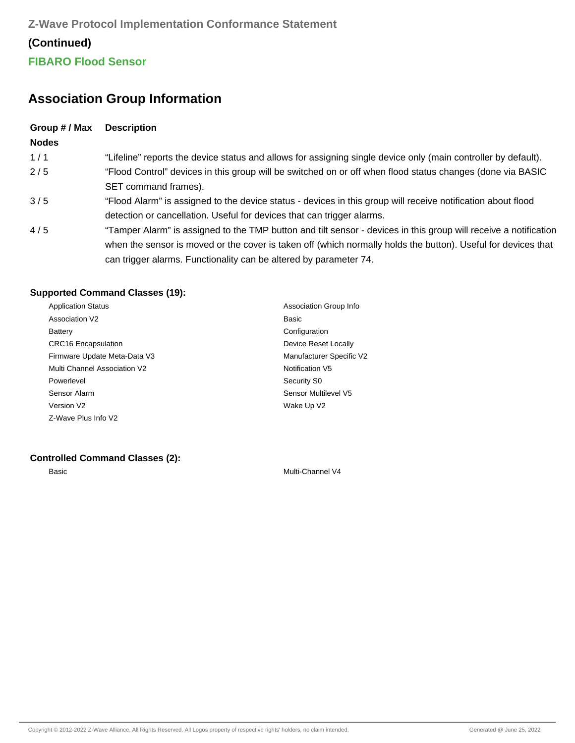Z-Wave Protocol Implementation Conformance Statement

**(Continued)**

**FIBARO Flood Sensor**

## Association Group Information

| Group # / Max Nodes | Description |
|---|---|
| 1 / 1 | “Lifeline” reports the device status and allows for assigning single device only (main controller by default). |
| 2 / 5 | “Flood Control” devices in this group will be switched on or off when flood status changes (done via BASIC SET command frames). |
| 3 / 5 | “Flood Alarm” is assigned to the device status - devices in this group will receive notification about flood detection or cancellation. Useful for devices that can trigger alarms. |
| 4 / 5 | “Tamper Alarm” is assigned to the TMP button and tilt sensor - devices in this group will receive a notification when the sensor is moved or the cover is taken off (which normally holds the button). Useful for devices that can trigger alarms. Functionality can be altered by parameter 74. |

**Supported Command Classes (19):**

- Application Status
- Association Group Info
- Association V2
- Basic
- Battery
- Configuration
- CRC16 Encapsulation
- Device Reset Locally
- Firmware Update Meta-Data V3
- Manufacturer Specific V2
- Multi Channel Association V2
- Notification V5
- Powerlevel
- Security S0
- Sensor Alarm
- Sensor Multilevel V5
- Version V2
- Wake Up V2
- Z-Wave Plus Info V2

**Controlled Command Classes (2):**

- Basic
- Multi-Channel V4